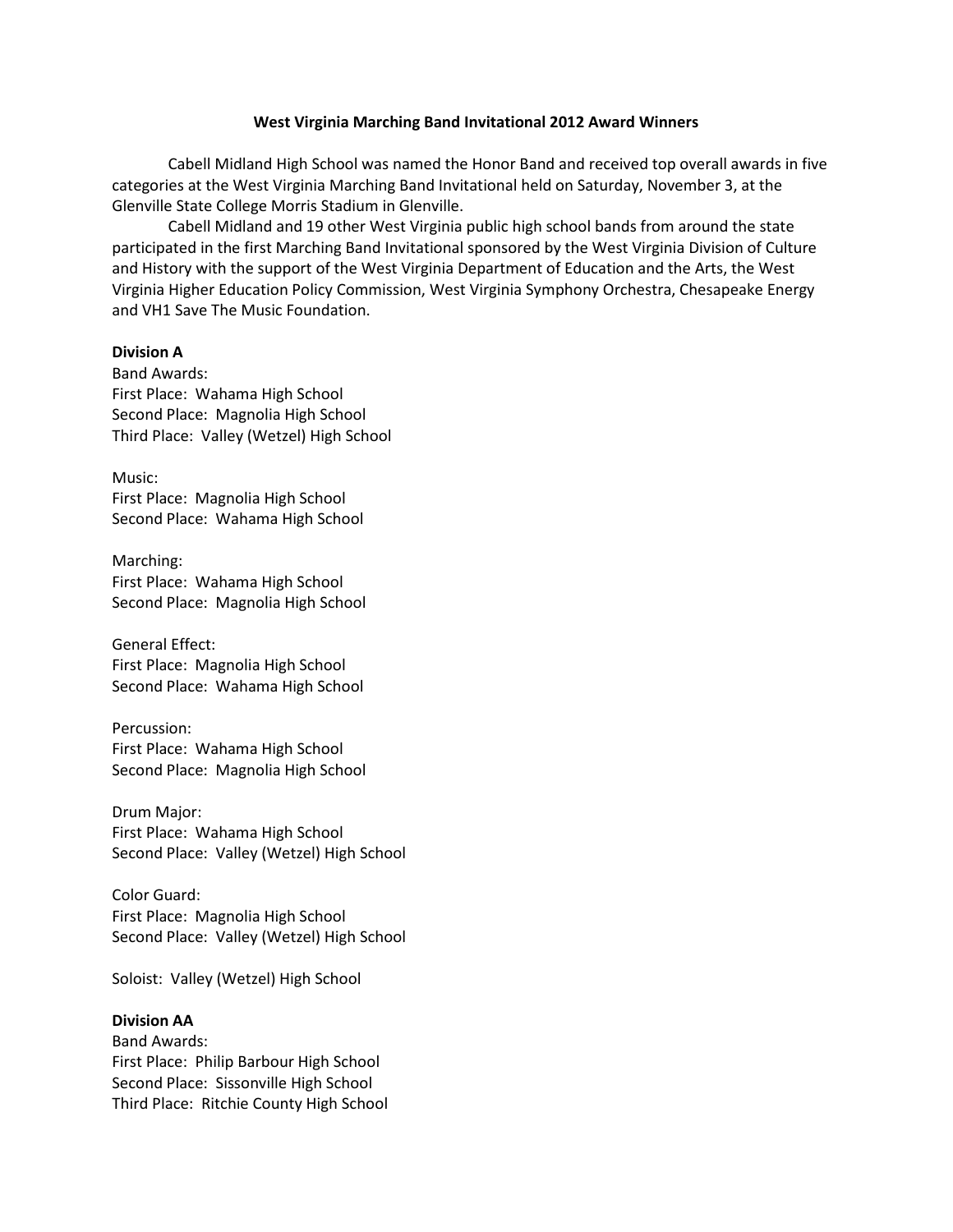# West Virginia Marching Band Invitational 2012 Award Winners

Cabell Midland High School was named the Honor Band and received top overall awards in five categories at the West Virginia Marching Band Invitational held on Saturday, November 3, at the Glenville State College Morris Stadium in Glenville.

Cabell Midland and 19 other West Virginia public high school bands from around the state participated in the first Marching Band Invitational sponsored by the West Virginia Division of Culture and History with the support of the West Virginia Department of Education and the Arts, the West Virginia Higher Education Policy Commission, West Virginia Symphony Orchestra, Chesapeake Energy and VH1 Save The Music Foundation.

**Division A**

Band Awards:
First Place: Wahama High School
Second Place: Magnolia High School
Third Place: Valley (Wetzel) High School

Music:
First Place: Magnolia High School
Second Place: Wahama High School

Marching:
First Place: Wahama High School
Second Place: Magnolia High School

General Effect:
First Place: Magnolia High School
Second Place: Wahama High School

Percussion:
First Place: Wahama High School
Second Place: Magnolia High School

Drum Major:
First Place: Wahama High School
Second Place: Valley (Wetzel) High School

Color Guard:
First Place: Magnolia High School
Second Place: Valley (Wetzel) High School

Soloist: Valley (Wetzel) High School

**Division AA**

Band Awards:
First Place: Philip Barbour High School
Second Place: Sissonville High School
Third Place: Ritchie County High School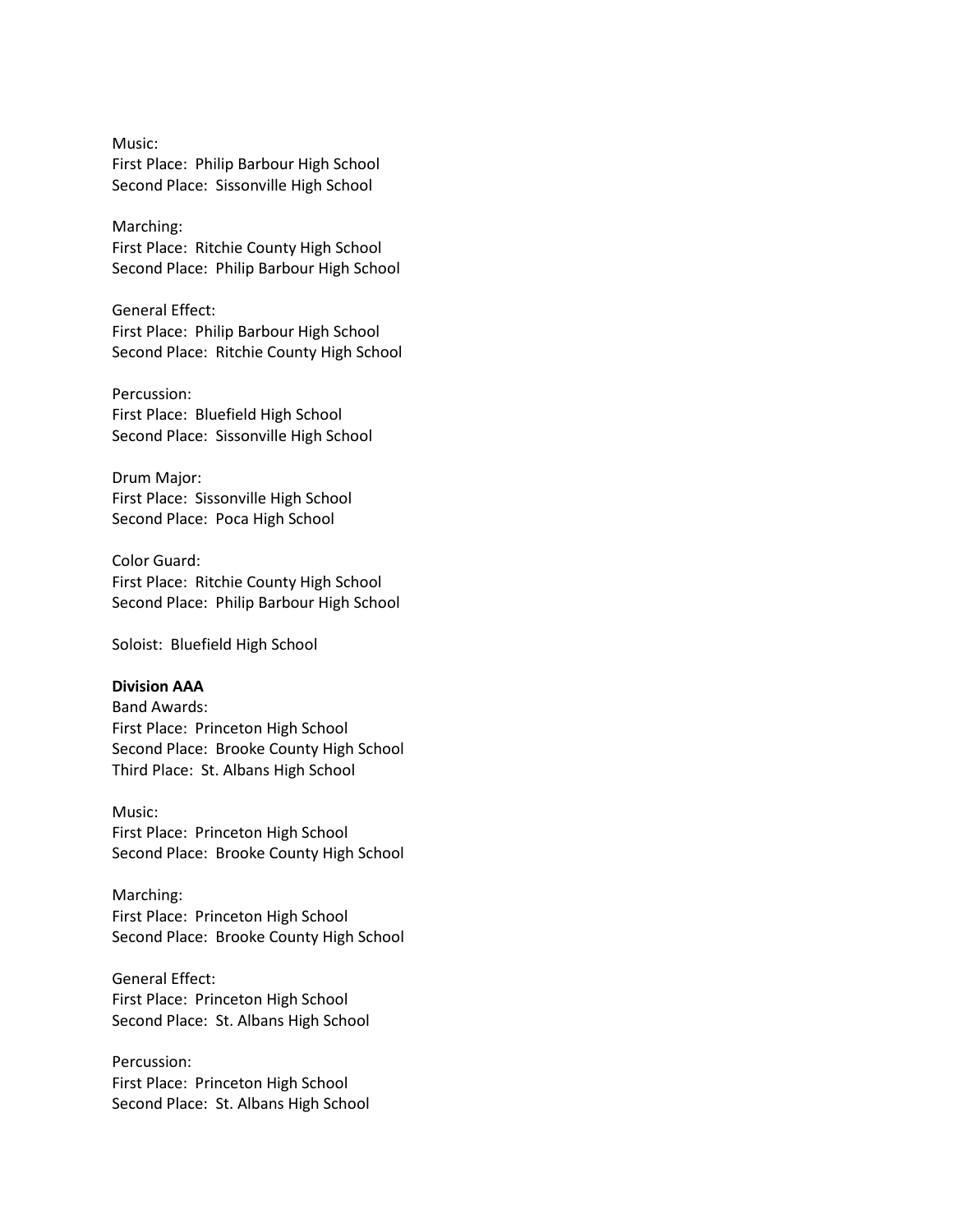Music:  
First Place:  Philip Barbour High School  
Second Place:  Sissonville High School

Marching:  
First Place:  Ritchie County High School  
Second Place:  Philip Barbour High School

General Effect:  
First Place:  Philip Barbour High School  
Second Place:  Ritchie County High School

Percussion:  
First Place:  Bluefield High School  
Second Place:  Sissonville High School

Drum Major:  
First Place:  Sissonville High School  
Second Place:  Poca High School

Color Guard:  
First Place:  Ritchie County High School  
Second Place:  Philip Barbour High School

Soloist:  Bluefield High School

**Division AAA**  
Band Awards:  
First Place:  Princeton High School  
Second Place:  Brooke County High School  
Third Place:  St. Albans High School

Music:  
First Place:  Princeton High School  
Second Place:  Brooke County High School

Marching:  
First Place:  Princeton High School  
Second Place:  Brooke County High School

General Effect:  
First Place:  Princeton High School  
Second Place:  St. Albans High School

Percussion:  
First Place:  Princeton High School  
Second Place:  St. Albans High School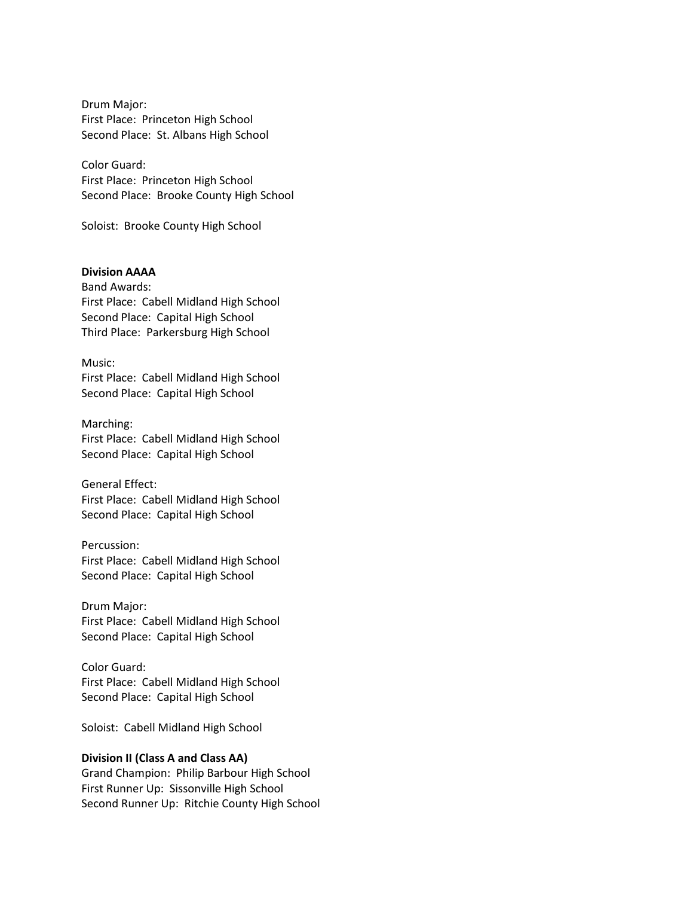Drum Major:
First Place: Princeton High School
Second Place: St. Albans High School

Color Guard:
First Place: Princeton High School
Second Place: Brooke County High School

Soloist: Brooke County High School

**Division AAAA**
Band Awards:
First Place: Cabell Midland High School
Second Place: Capital High School
Third Place: Parkersburg High School

Music:
First Place: Cabell Midland High School
Second Place: Capital High School

Marching:
First Place: Cabell Midland High School
Second Place: Capital High School

General Effect:
First Place: Cabell Midland High School
Second Place: Capital High School

Percussion:
First Place: Cabell Midland High School
Second Place: Capital High School

Drum Major:
First Place: Cabell Midland High School
Second Place: Capital High School

Color Guard:
First Place: Cabell Midland High School
Second Place: Capital High School

Soloist: Cabell Midland High School

**Division II (Class A and Class AA)**
Grand Champion: Philip Barbour High School
First Runner Up: Sissonville High School
Second Runner Up: Ritchie County High School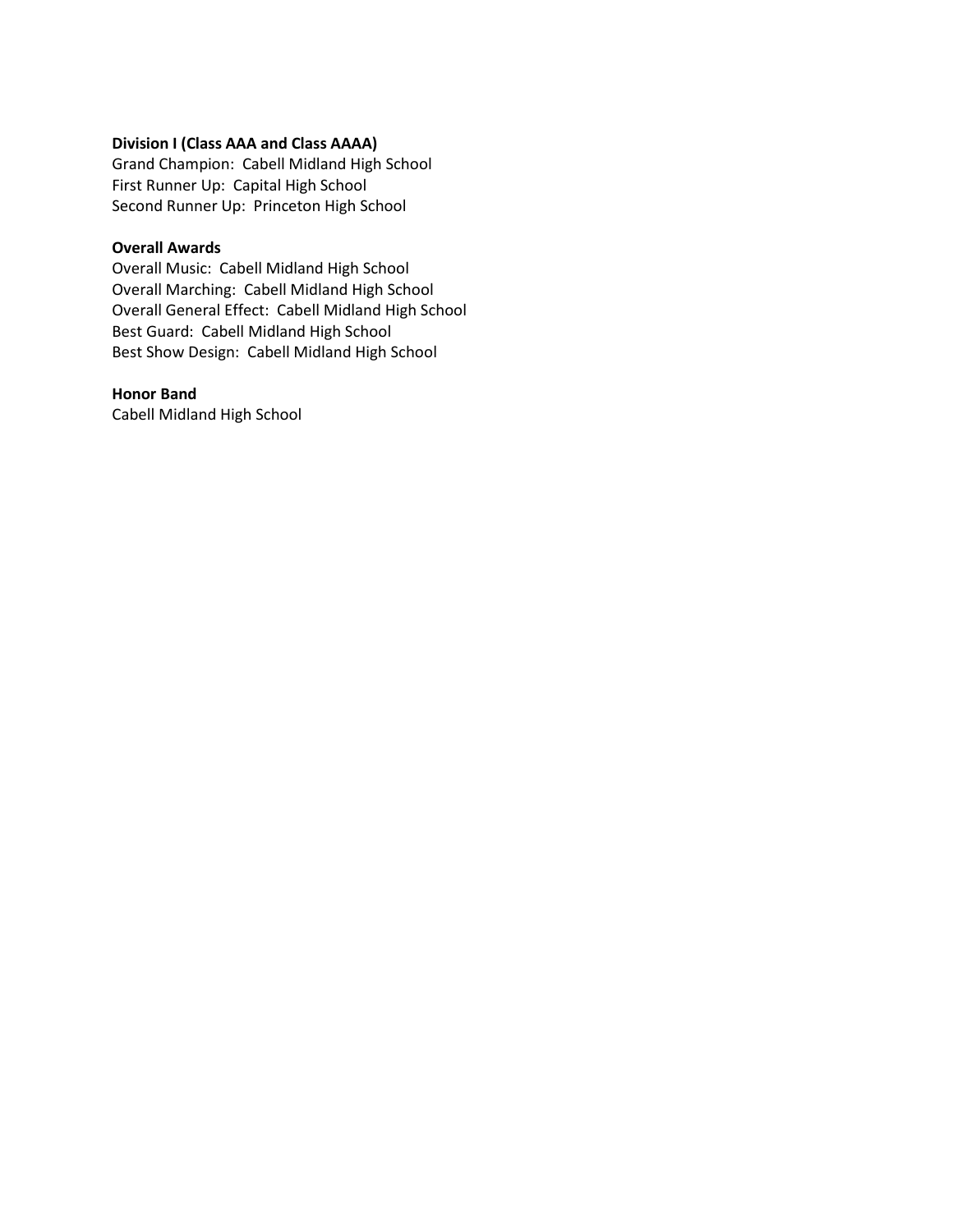**Division I (Class AAA and Class AAAA)**
Grand Champion: Cabell Midland High School
First Runner Up: Capital High School
Second Runner Up: Princeton High School

**Overall Awards**
Overall Music: Cabell Midland High School
Overall Marching: Cabell Midland High School
Overall General Effect: Cabell Midland High School
Best Guard: Cabell Midland High School
Best Show Design: Cabell Midland High School

**Honor Band**
Cabell Midland High School